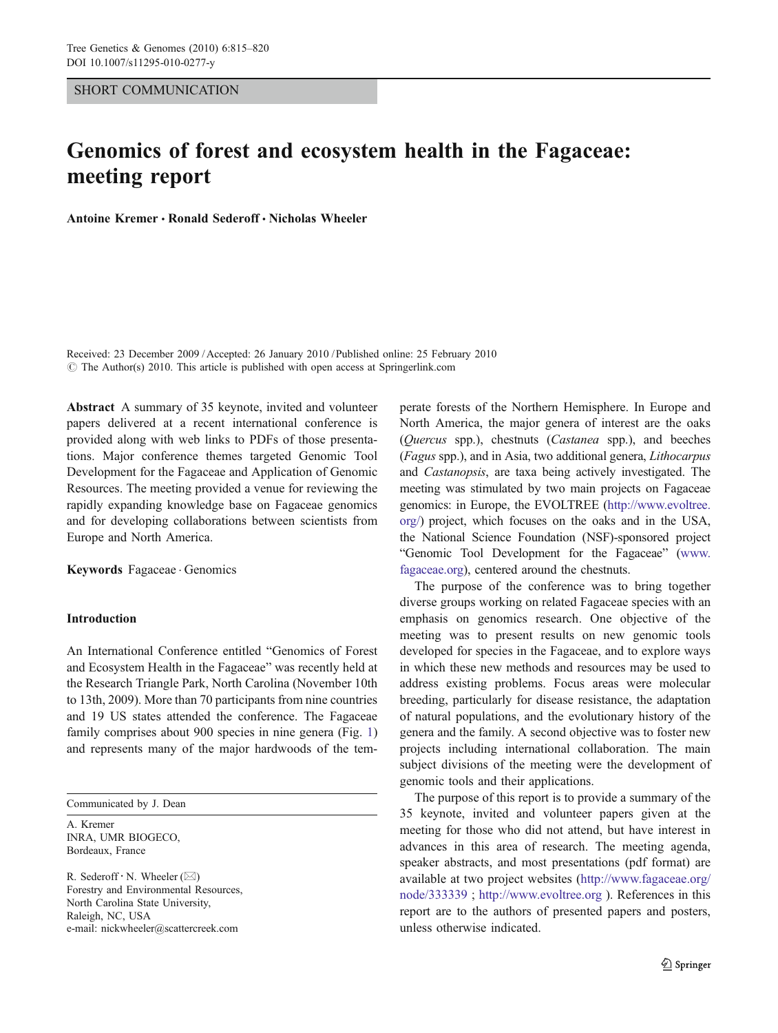SHORT COMMUNICATION

# Genomics of forest and ecosystem health in the Fagaceae: meeting report

**Antoine Kremer · Ronald Sederoff · Nicholas Wheeler**

Received: 23 December 2009 / Accepted: 26 January 2010 / Published online: 25 February 2010
© The Author(s) 2010. This article is published with open access at Springerlink.com

**Abstract** A summary of 35 keynote, invited and volunteer papers delivered at a recent international conference is provided along with web links to PDFs of those presentations. Major conference themes targeted Genomic Tool Development for the Fagaceae and Application of Genomic Resources. The meeting provided a venue for reviewing the rapidly expanding knowledge base on Fagaceae genomics and for developing collaborations between scientists from Europe and North America.

**Keywords** Fagaceae · Genomics

## Introduction

An International Conference entitled "Genomics of Forest and Ecosystem Health in the Fagaceae" was recently held at the Research Triangle Park, North Carolina (November 10th to 13th, 2009). More than 70 participants from nine countries and 19 US states attended the conference. The Fagaceae family comprises about 900 species in nine genera (Fig. 1) and represents many of the major hardwoods of the temperate forests of the Northern Hemisphere. In Europe and North America, the major genera of interest are the oaks (*Quercus* spp.), chestnuts (*Castanea* spp.), and beeches (*Fagus* spp.), and in Asia, two additional genera, *Lithocarpus* and *Castanopsis*, are taxa being actively investigated. The meeting was stimulated by two main projects on Fagaceae genomics: in Europe, the EVOLTREE (http://www.evoltree.org/) project, which focuses on the oaks and in the USA, the National Science Foundation (NSF)-sponsored project "Genomic Tool Development for the Fagaceae" (www.fagaceae.org), centered around the chestnuts.

The purpose of the conference was to bring together diverse groups working on related Fagaceae species with an emphasis on genomics research. One objective of the meeting was to present results on new genomic tools developed for species in the Fagaceae, and to explore ways in which these new methods and resources may be used to address existing problems. Focus areas were molecular breeding, particularly for disease resistance, the adaptation of natural populations, and the evolutionary history of the genera and the family. A second objective was to foster new projects including international collaboration. The main subject divisions of the meeting were the development of genomic tools and their applications.

The purpose of this report is to provide a summary of the 35 keynote, invited and volunteer papers given at the meeting for those who did not attend, but have interest in advances in this area of research. The meeting agenda, speaker abstracts, and most presentations (pdf format) are available at two project websites (http://www.fagaceae.org/node/333339 ; http://www.evoltree.org ). References in this report are to the authors of presented papers and posters, unless otherwise indicated.

Communicated by J. Dean

A. Kremer
INRA, UMR BIOGECO,
Bordeaux, France

R. Sederoff · N. Wheeler (✉)
Forestry and Environmental Resources,
North Carolina State University,
Raleigh, NC, USA
e-mail: nickwheeler@scattercreek.com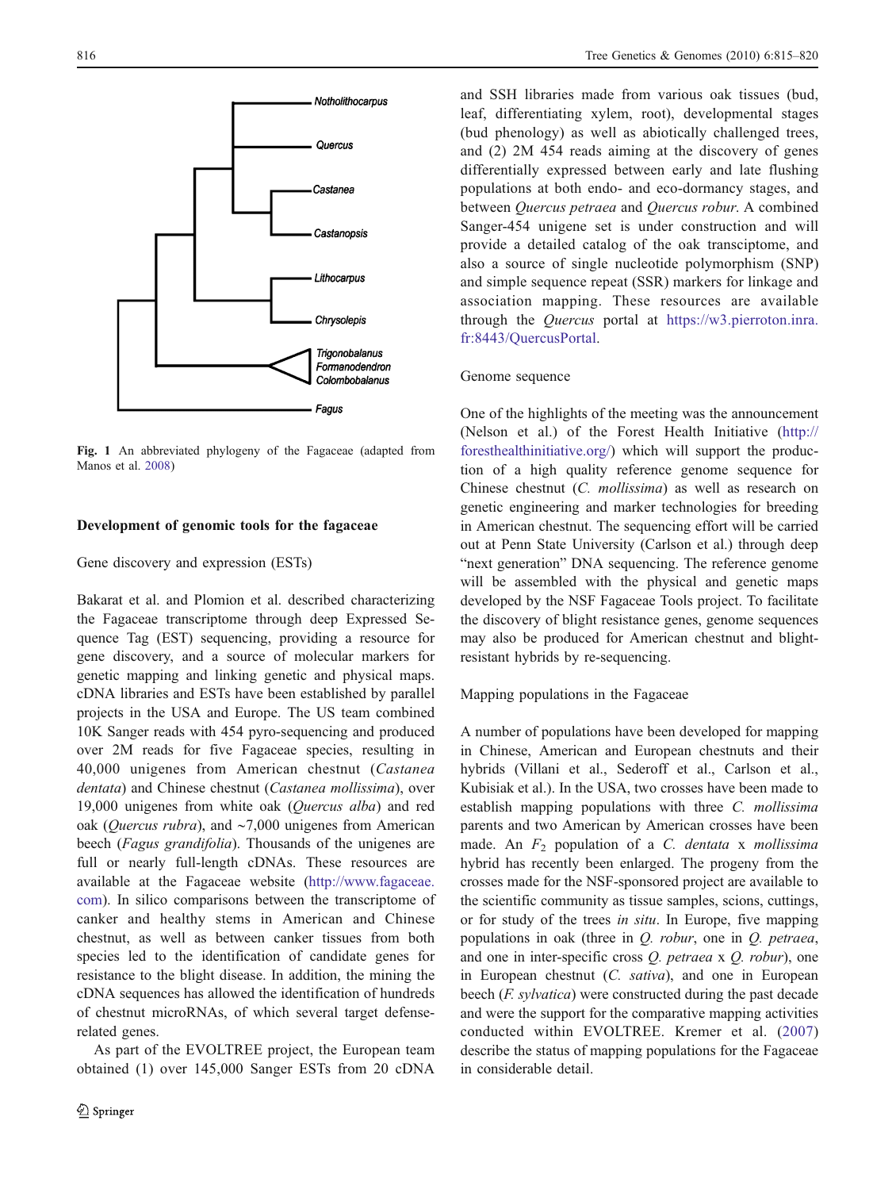Fig. 1 An abbreviated phylogeny of the Fagaceae (adapted from Manos et al. 2008)

### Development of genomic tools for the fagaceae

#### Gene discovery and expression (ESTs)

Bakarat et al. and Plomion et al. described characterizing the Fagaceae transcriptome through deep Expressed Sequence Tag (EST) sequencing, providing a resource for gene discovery, and a source of molecular markers for genetic mapping and linking genetic and physical maps. cDNA libraries and ESTs have been established by parallel projects in the USA and Europe. The US team combined 10K Sanger reads with 454 pyro-sequencing and produced over 2M reads for five Fagaceae species, resulting in 40,000 unigenes from American chestnut (*Castanea dentata*) and Chinese chestnut (*Castanea mollissima*), over 19,000 unigenes from white oak (*Quercus alba*) and red oak (*Quercus rubra*), and ~7,000 unigenes from American beech (*Fagus grandifolia*). Thousands of the unigenes are full or nearly full-length cDNAs. These resources are available at the Fagaceae website (http://www.fagaceae.com). In silico comparisons between the transcriptome of canker and healthy stems in American and Chinese chestnut, as well as between canker tissues from both species led to the identification of candidate genes for resistance to the blight disease. In addition, the mining the cDNA sequences has allowed the identification of hundreds of chestnut microRNAs, of which several target defense-related genes.

As part of the EVOLTREE project, the European team obtained (1) over 145,000 Sanger ESTs from 20 cDNA and SSH libraries made from various oak tissues (bud, leaf, differentiating xylem, root), developmental stages (bud phenology) as well as abiotically challenged trees, and (2) 2M 454 reads aiming at the discovery of genes differentially expressed between early and late flushing populations at both endo- and eco-dormancy stages, and between *Quercus petraea* and *Quercus robur*. A combined Sanger-454 unigene set is under construction and will provide a detailed catalog of the oak transciptome, and also a source of single nucleotide polymorphism (SNP) and simple sequence repeat (SSR) markers for linkage and association mapping. These resources are available through the *Quercus* portal at https://w3.pierroton.inra.fr:8443/QuercusPortal.

#### Genome sequence

One of the highlights of the meeting was the announcement (Nelson et al.) of the Forest Health Initiative (http://foresthealthinitiative.org/) which will support the production of a high quality reference genome sequence for Chinese chestnut (*C. mollissima*) as well as research on genetic engineering and marker technologies for breeding in American chestnut. The sequencing effort will be carried out at Penn State University (Carlson et al.) through deep "next generation" DNA sequencing. The reference genome will be assembled with the physical and genetic maps developed by the NSF Fagaceae Tools project. To facilitate the discovery of blight resistance genes, genome sequences may also be produced for American chestnut and blight-resistant hybrids by re-sequencing.

#### Mapping populations in the Fagaceae

A number of populations have been developed for mapping in Chinese, American and European chestnuts and their hybrids (Villani et al., Sederoff et al., Carlson et al., Kubisiak et al.). In the USA, two crosses have been made to establish mapping populations with three *C. mollissima* parents and two American by American crosses have been made. An $F_2$ population of a *C. dentata* x *mollissima* hybrid has recently been enlarged. The progeny from the crosses made for the NSF-sponsored project are available to the scientific community as tissue samples, scions, cuttings, or for study of the trees *in situ*. In Europe, five mapping populations in oak (three in *Q. robur*, one in *Q. petraea*, and one in inter-specific cross *Q. petraea* x *Q. robur*), one in European chestnut (*C. sativa*), and one in European beech (*F. sylvatica*) were constructed during the past decade and were the support for the comparative mapping activities conducted within EVOLTREE. Kremer et al. (2007) describe the status of mapping populations for the Fagaceae in considerable detail.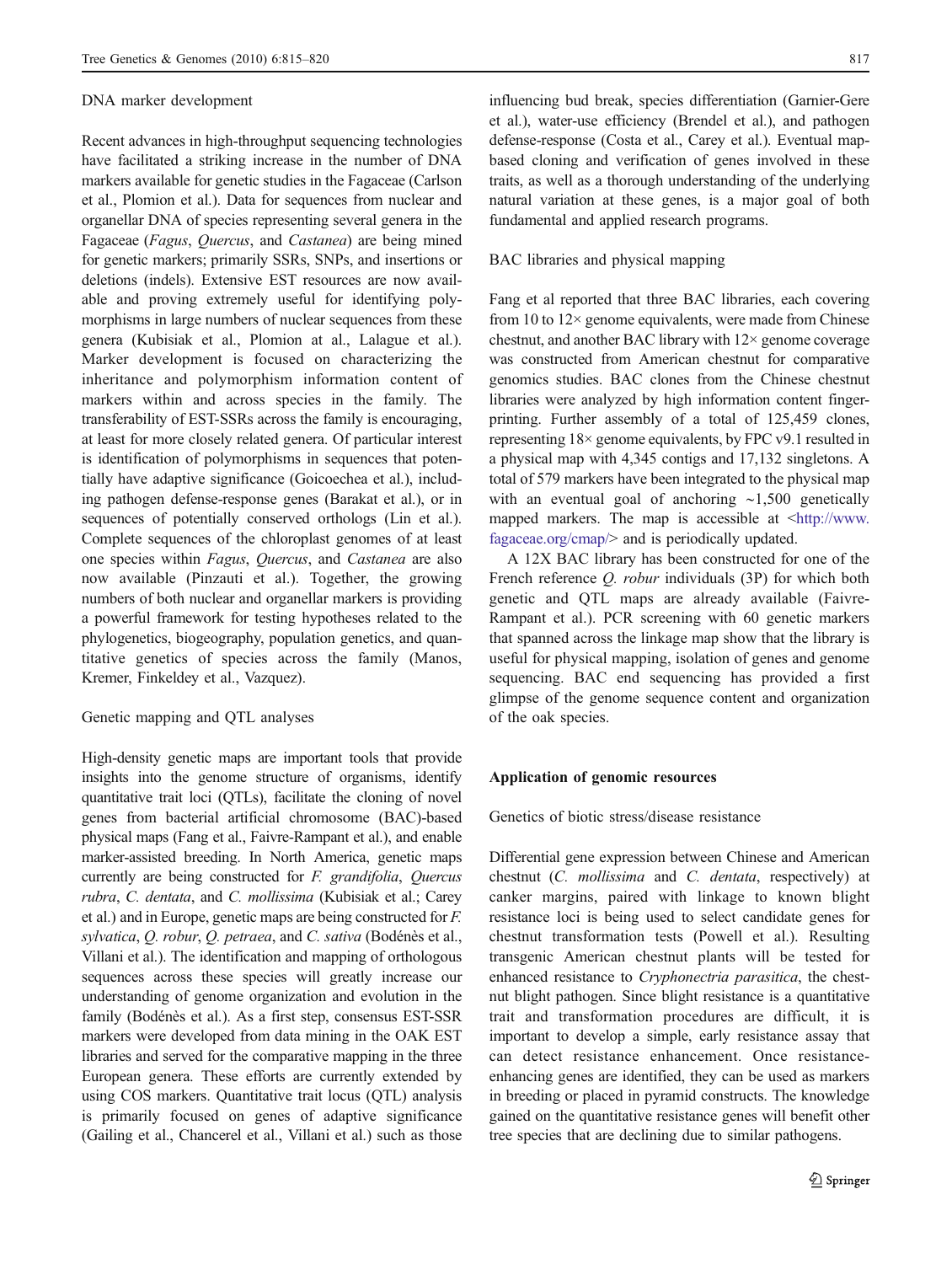### DNA marker development

Recent advances in high-throughput sequencing technologies have facilitated a striking increase in the number of DNA markers available for genetic studies in the Fagaceae (Carlson et al., Plomion et al.). Data for sequences from nuclear and organellar DNA of species representing several genera in the Fagaceae (*Fagus*, *Quercus*, and *Castanea*) are being mined for genetic markers; primarily SSRs, SNPs, and insertions or deletions (indels). Extensive EST resources are now available and proving extremely useful for identifying polymorphisms in large numbers of nuclear sequences from these genera (Kubisiak et al., Plomion at al., Lalague et al.). Marker development is focused on characterizing the inheritance and polymorphism information content of markers within and across species in the family. The transferability of EST-SSRs across the family is encouraging, at least for more closely related genera. Of particular interest is identification of polymorphisms in sequences that potentially have adaptive significance (Goicoechea et al.), including pathogen defense-response genes (Barakat et al.), or in sequences of potentially conserved orthologs (Lin et al.). Complete sequences of the chloroplast genomes of at least one species within *Fagus*, *Quercus*, and *Castanea* are also now available (Pinzauti et al.). Together, the growing numbers of both nuclear and organellar markers is providing a powerful framework for testing hypotheses related to the phylogenetics, biogeography, population genetics, and quantitative genetics of species across the family (Manos, Kremer, Finkeldey et al., Vazquez).

### Genetic mapping and QTL analyses

High-density genetic maps are important tools that provide insights into the genome structure of organisms, identify quantitative trait loci (QTLs), facilitate the cloning of novel genes from bacterial artificial chromosome (BAC)-based physical maps (Fang et al., Faivre-Rampant et al.), and enable marker-assisted breeding. In North America, genetic maps currently are being constructed for *F. grandifolia*, *Quercus rubra*, *C. dentata*, and *C. mollissima* (Kubisiak et al.; Carey et al.) and in Europe, genetic maps are being constructed for *F. sylvatica*, *Q. robur*, *Q. petraea*, and *C. sativa* (Bodénès et al., Villani et al.). The identification and mapping of orthologous sequences across these species will greatly increase our understanding of genome organization and evolution in the family (Bodénès et al.). As a first step, consensus EST-SSR markers were developed from data mining in the OAK EST libraries and served for the comparative mapping in the three European genera. These efforts are currently extended by using COS markers. Quantitative trait locus (QTL) analysis is primarily focused on genes of adaptive significance (Gailing et al., Chancerel et al., Villani et al.) such as those influencing bud break, species differentiation (Garnier-Gere et al.), water-use efficiency (Brendel et al.), and pathogen defense-response (Costa et al., Carey et al.). Eventual map-based cloning and verification of genes involved in these traits, as well as a thorough understanding of the underlying natural variation at these genes, is a major goal of both fundamental and applied research programs.

### BAC libraries and physical mapping

Fang et al reported that three BAC libraries, each covering from 10 to 12× genome equivalents, were made from Chinese chestnut, and another BAC library with 12× genome coverage was constructed from American chestnut for comparative genomics studies. BAC clones from the Chinese chestnut libraries were analyzed by high information content fingerprinting. Further assembly of a total of 125,459 clones, representing 18× genome equivalents, by FPC v9.1 resulted in a physical map with 4,345 contigs and 17,132 singletons. A total of 579 markers have been integrated to the physical map with an eventual goal of anchoring ~1,500 genetically mapped markers. The map is accessible at <http://www.fagaceae.org/cmap/> and is periodically updated.

A 12X BAC library has been constructed for one of the French reference *Q. robur* individuals (3P) for which both genetic and QTL maps are already available (Faivre-Rampant et al.). PCR screening with 60 genetic markers that spanned across the linkage map show that the library is useful for physical mapping, isolation of genes and genome sequencing. BAC end sequencing has provided a first glimpse of the genome sequence content and organization of the oak species.

## Application of genomic resources

### Genetics of biotic stress/disease resistance

Differential gene expression between Chinese and American chestnut (*C. mollissima* and *C. dentata*, respectively) at canker margins, paired with linkage to known blight resistance loci is being used to select candidate genes for chestnut transformation tests (Powell et al.). Resulting transgenic American chestnut plants will be tested for enhanced resistance to *Cryphonectria parasitica*, the chestnut blight pathogen. Since blight resistance is a quantitative trait and transformation procedures are difficult, it is important to develop a simple, early resistance assay that can detect resistance enhancement. Once resistance-enhancing genes are identified, they can be used as markers in breeding or placed in pyramid constructs. The knowledge gained on the quantitative resistance genes will benefit other tree species that are declining due to similar pathogens.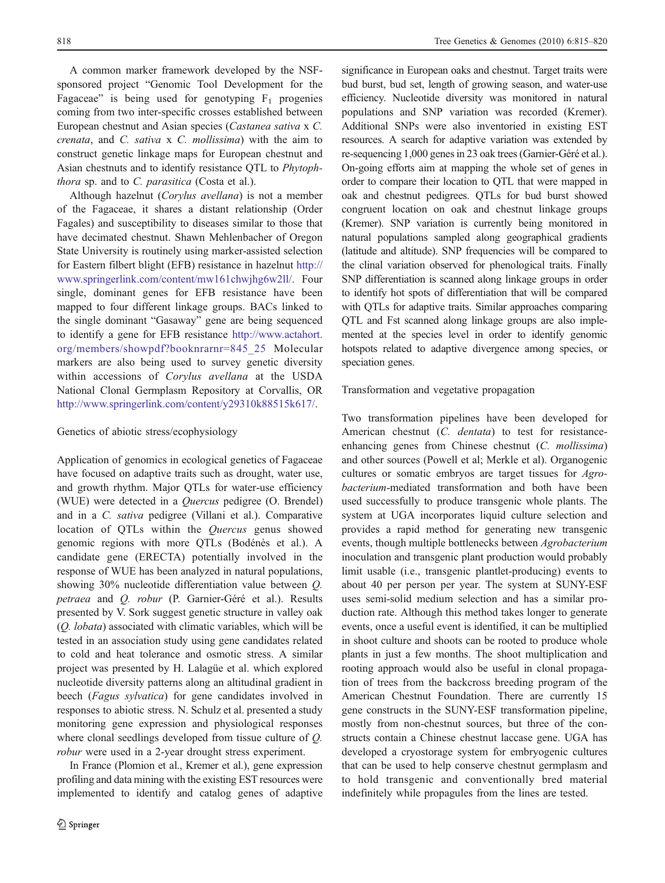A common marker framework developed by the NSF-sponsored project "Genomic Tool Development for the Fagaceae" is being used for genotyping $F_1$ progenies coming from two inter-specific crosses established between European chestnut and Asian species (*Castanea sativa* x *C. crenata*, and *C. sativa* x *C. mollissima*) with the aim to construct genetic linkage maps for European chestnut and Asian chestnuts and to identify resistance QTL to *Phytophthora* sp. and to *C. parasitica* (Costa et al.).

Although hazelnut (*Corylus avellana*) is not a member of the Fagaceae, it shares a distant relationship (Order Fagales) and susceptibility to diseases similar to those that have decimated chestnut. Shawn Mehlenbacher of Oregon State University is routinely using marker-assisted selection for Eastern filbert blight (EFB) resistance in hazelnut http://www.springerlink.com/content/mw161chwjhg6w2ll/. Four single, dominant genes for EFB resistance have been mapped to four different linkage groups. BACs linked to the single dominant "Gasaway" gene are being sequenced to identify a gene for EFB resistance http://www.actahort.org/members/showpdf?booknrarnr=845_25 Molecular markers are also being used to survey genetic diversity within accessions of *Corylus avellana* at the USDA National Clonal Germplasm Repository at Corvallis, OR http://www.springerlink.com/content/y29310k88515k617/.

## Genetics of abiotic stress/ecophysiology

Application of genomics in ecological genetics of Fagaceae have focused on adaptive traits such as drought, water use, and growth rhythm. Major QTLs for water-use efficiency (WUE) were detected in a *Quercus* pedigree (O. Brendel) and in a *C. sativa* pedigree (Villani et al.). Comparative location of QTLs within the *Quercus* genus showed genomic regions with more QTLs (Bodénès et al.). A candidate gene (ERECTA) potentially involved in the response of WUE has been analyzed in natural populations, showing 30% nucleotide differentiation value between *Q. petraea* and *Q. robur* (P. Garnier-Géré et al.). Results presented by V. Sork suggest genetic structure in valley oak (*Q. lobata*) associated with climatic variables, which will be tested in an association study using gene candidates related to cold and heat tolerance and osmotic stress. A similar project was presented by H. Lalagüe et al. which explored nucleotide diversity patterns along an altitudinal gradient in beech (*Fagus sylvatica*) for gene candidates involved in responses to abiotic stress. N. Schulz et al. presented a study monitoring gene expression and physiological responses where clonal seedlings developed from tissue culture of *Q. robur* were used in a 2-year drought stress experiment.

In France (Plomion et al., Kremer et al.), gene expression profiling and data mining with the existing EST resources were implemented to identify and catalog genes of adaptive significance in European oaks and chestnut. Target traits were bud burst, bud set, length of growing season, and water-use efficiency. Nucleotide diversity was monitored in natural populations and SNP variation was recorded (Kremer). Additional SNPs were also inventoried in existing EST resources. A search for adaptive variation was extended by re-sequencing 1,000 genes in 23 oak trees (Garnier-Géré et al.). On-going efforts aim at mapping the whole set of genes in order to compare their location to QTL that were mapped in oak and chestnut pedigrees. QTLs for bud burst showed congruent location on oak and chestnut linkage groups (Kremer). SNP variation is currently being monitored in natural populations sampled along geographical gradients (latitude and altitude). SNP frequencies will be compared to the clinal variation observed for phenological traits. Finally SNP differentiation is scanned along linkage groups in order to identify hot spots of differentiation that will be compared with QTLs for adaptive traits. Similar approaches comparing QTL and Fst scanned along linkage groups are also implemented at the species level in order to identify genomic hotspots related to adaptive divergence among species, or speciation genes.

## Transformation and vegetative propagation

Two transformation pipelines have been developed for American chestnut (*C. dentata*) to test for resistance-enhancing genes from Chinese chestnut (*C. mollissima*) and other sources (Powell et al; Merkle et al). Organogenic cultures or somatic embryos are target tissues for *Agrobacterium*-mediated transformation and both have been used successfully to produce transgenic whole plants. The system at UGA incorporates liquid culture selection and provides a rapid method for generating new transgenic events, though multiple bottlenecks between *Agrobacterium* inoculation and transgenic plant production would probably limit usable (i.e., transgenic plantlet-producing) events to about 40 per person per year. The system at SUNY-ESF uses semi-solid medium selection and has a similar production rate. Although this method takes longer to generate events, once a useful event is identified, it can be multiplied in shoot culture and shoots can be rooted to produce whole plants in just a few months. The shoot multiplication and rooting approach would also be useful in clonal propagation of trees from the backcross breeding program of the American Chestnut Foundation. There are currently 15 gene constructs in the SUNY-ESF transformation pipeline, mostly from non-chestnut sources, but three of the constructs contain a Chinese chestnut laccase gene. UGA has developed a cryostorage system for embryogenic cultures that can be used to help conserve chestnut germplasm and to hold transgenic and conventionally bred material indefinitely while propagules from the lines are tested.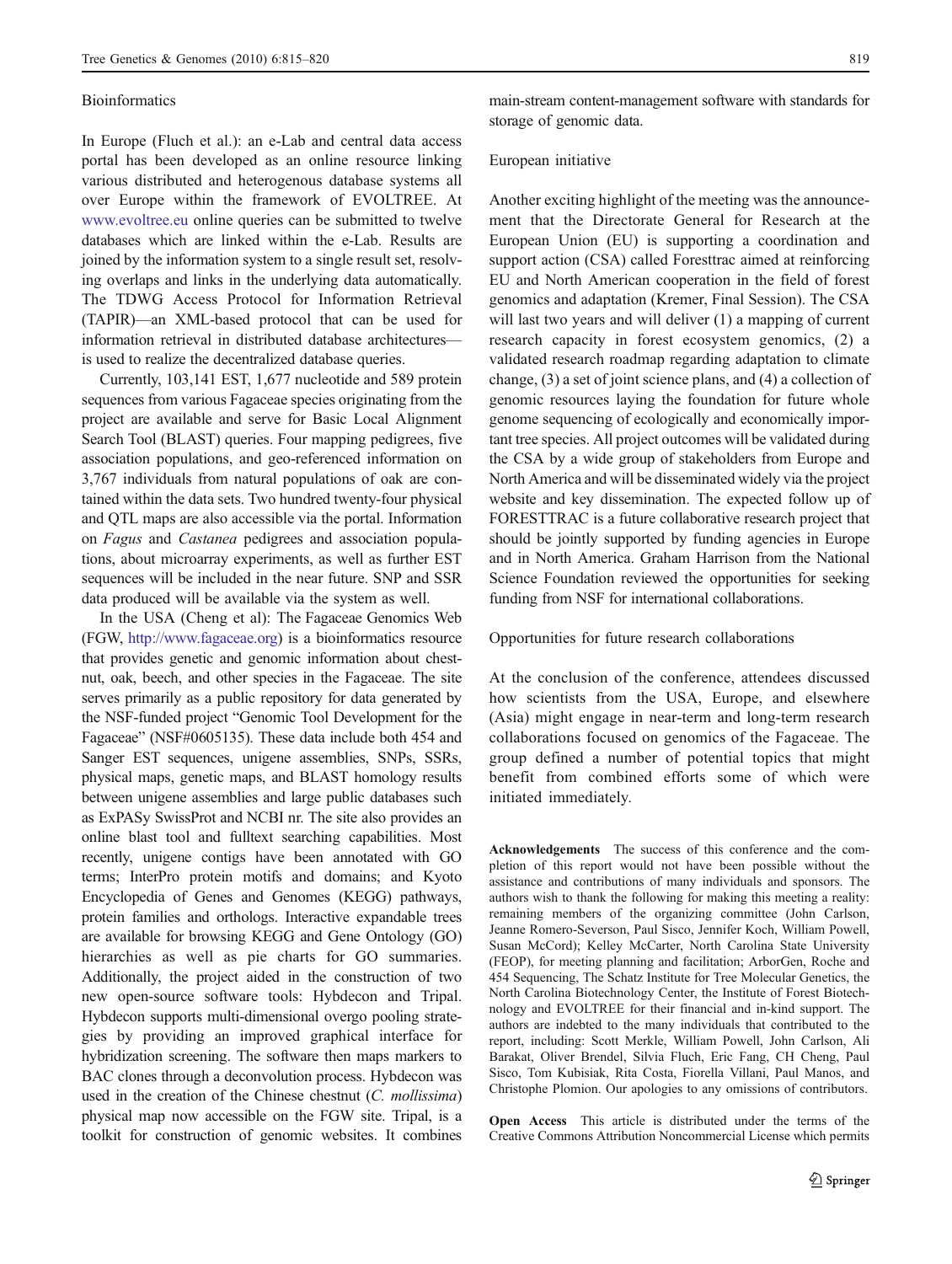### Bioinformatics

In Europe (Fluch et al.): an e-Lab and central data access portal has been developed as an online resource linking various distributed and heterogenous database systems all over Europe within the framework of EVOLTREE. At www.evoltree.eu online queries can be submitted to twelve databases which are linked within the e-Lab. Results are joined by the information system to a single result set, resolving overlaps and links in the underlying data automatically. The TDWG Access Protocol for Information Retrieval (TAPIR)—an XML-based protocol that can be used for information retrieval in distributed database architectures—is used to realize the decentralized database queries.

Currently, 103,141 EST, 1,677 nucleotide and 589 protein sequences from various Fagaceae species originating from the project are available and serve for Basic Local Alignment Search Tool (BLAST) queries. Four mapping pedigrees, five association populations, and geo-referenced information on 3,767 individuals from natural populations of oak are contained within the data sets. Two hundred twenty-four physical and QTL maps are also accessible via the portal. Information on *Fagus* and *Castanea* pedigrees and association populations, about microarray experiments, as well as further EST sequences will be included in the near future. SNP and SSR data produced will be available via the system as well.

In the USA (Cheng et al): The Fagaceae Genomics Web (FGW, http://www.fagaceae.org) is a bioinformatics resource that provides genetic and genomic information about chestnut, oak, beech, and other species in the Fagaceae. The site serves primarily as a public repository for data generated by the NSF-funded project "Genomic Tool Development for the Fagaceae" (NSF#0605135). These data include both 454 and Sanger EST sequences, unigene assemblies, SNPs, SSRs, physical maps, genetic maps, and BLAST homology results between unigene assemblies and large public databases such as ExPASy SwissProt and NCBI nr. The site also provides an online blast tool and fulltext searching capabilities. Most recently, unigene contigs have been annotated with GO terms; InterPro protein motifs and domains; and Kyoto Encyclopedia of Genes and Genomes (KEGG) pathways, protein families and orthologs. Interactive expandable trees are available for browsing KEGG and Gene Ontology (GO) hierarchies as well as pie charts for GO summaries. Additionally, the project aided in the construction of two new open-source software tools: Hybdecon and Tripal. Hybdecon supports multi-dimensional overgo pooling strategies by providing an improved graphical interface for hybridization screening. The software then maps markers to BAC clones through a deconvolution process. Hybdecon was used in the creation of the Chinese chestnut (*C. mollissima*) physical map now accessible on the FGW site. Tripal, is a toolkit for construction of genomic websites. It combines main-stream content-management software with standards for storage of genomic data.

### European initiative

Another exciting highlight of the meeting was the announcement that the Directorate General for Research at the European Union (EU) is supporting a coordination and support action (CSA) called Foresttrac aimed at reinforcing EU and North American cooperation in the field of forest genomics and adaptation (Kremer, Final Session). The CSA will last two years and will deliver (1) a mapping of current research capacity in forest ecosystem genomics, (2) a validated research roadmap regarding adaptation to climate change, (3) a set of joint science plans, and (4) a collection of genomic resources laying the foundation for future whole genome sequencing of ecologically and economically important tree species. All project outcomes will be validated during the CSA by a wide group of stakeholders from Europe and North America and will be disseminated widely via the project website and key dissemination. The expected follow up of FORESTTRAC is a future collaborative research project that should be jointly supported by funding agencies in Europe and in North America. Graham Harrison from the National Science Foundation reviewed the opportunities for seeking funding from NSF for international collaborations.

### Opportunities for future research collaborations

At the conclusion of the conference, attendees discussed how scientists from the USA, Europe, and elsewhere (Asia) might engage in near-term and long-term research collaborations focused on genomics of the Fagaceae. The group defined a number of potential topics that might benefit from combined efforts some of which were initiated immediately.

**Acknowledgements** The success of this conference and the completion of this report would not have been possible without the assistance and contributions of many individuals and sponsors. The authors wish to thank the following for making this meeting a reality: remaining members of the organizing committee (John Carlson, Jeanne Romero-Severson, Paul Sisco, Jennifer Koch, William Powell, Susan McCord); Kelley McCarter, North Carolina State University (FEOP), for meeting planning and facilitation; ArborGen, Roche and 454 Sequencing, The Schatz Institute for Tree Molecular Genetics, the North Carolina Biotechnology Center, the Institute of Forest Biotechnology and EVOLTREE for their financial and in-kind support. The authors are indebted to the many individuals that contributed to the report, including: Scott Merkle, William Powell, John Carlson, Ali Barakat, Oliver Brendel, Silvia Fluch, Eric Fang, CH Cheng, Paul Sisco, Tom Kubisiak, Rita Costa, Fiorella Villani, Paul Manos, and Christophe Plomion. Our apologies to any omissions of contributors.

**Open Access** This article is distributed under the terms of the Creative Commons Attribution Noncommercial License which permits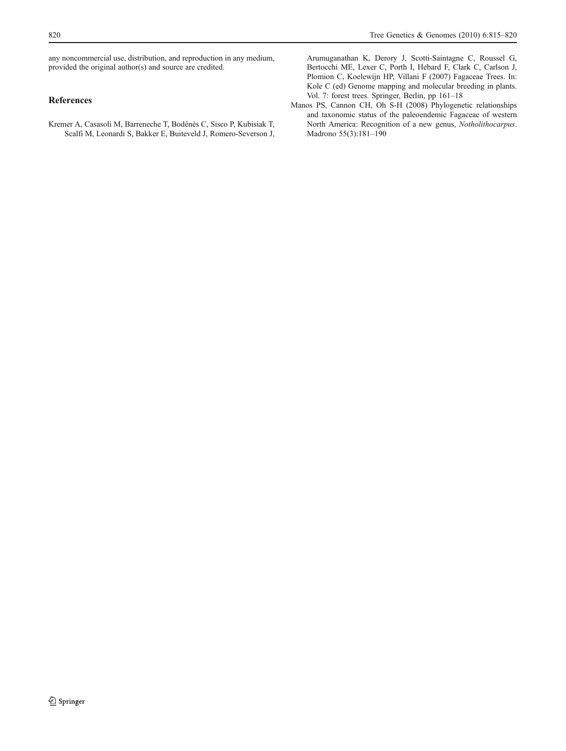any noncommercial use, distribution, and reproduction in any medium, provided the original author(s) and source are credited.

## References

Kremer A, Casasoli M, Barreneche T, Bodénès C, Sisco P, Kubisiak T, Scalfi M, Leonardi S, Bakker E, Buiteveld J, Romero-Severson J, Arumuganathan K, Derory J, Scotti-Saintagne C, Roussel G, Bertocchi ME, Lexer C, Porth I, Hebard F, Clark C, Carlson J, Plomion C, Koelewijn HP, Villani F (2007) Fagaceae Trees. In: Kole C (ed) Genome mapping and molecular breeding in plants. Vol. 7: forest trees. Springer, Berlin, pp 161–18

Manos PS, Cannon CH, Oh S-H (2008) Phylogenetic relationships and taxonomic status of the paleoendemic Fagaceae of western North America: Recognition of a new genus, *Notholithocarpus*. Madrono 55(3):181–190